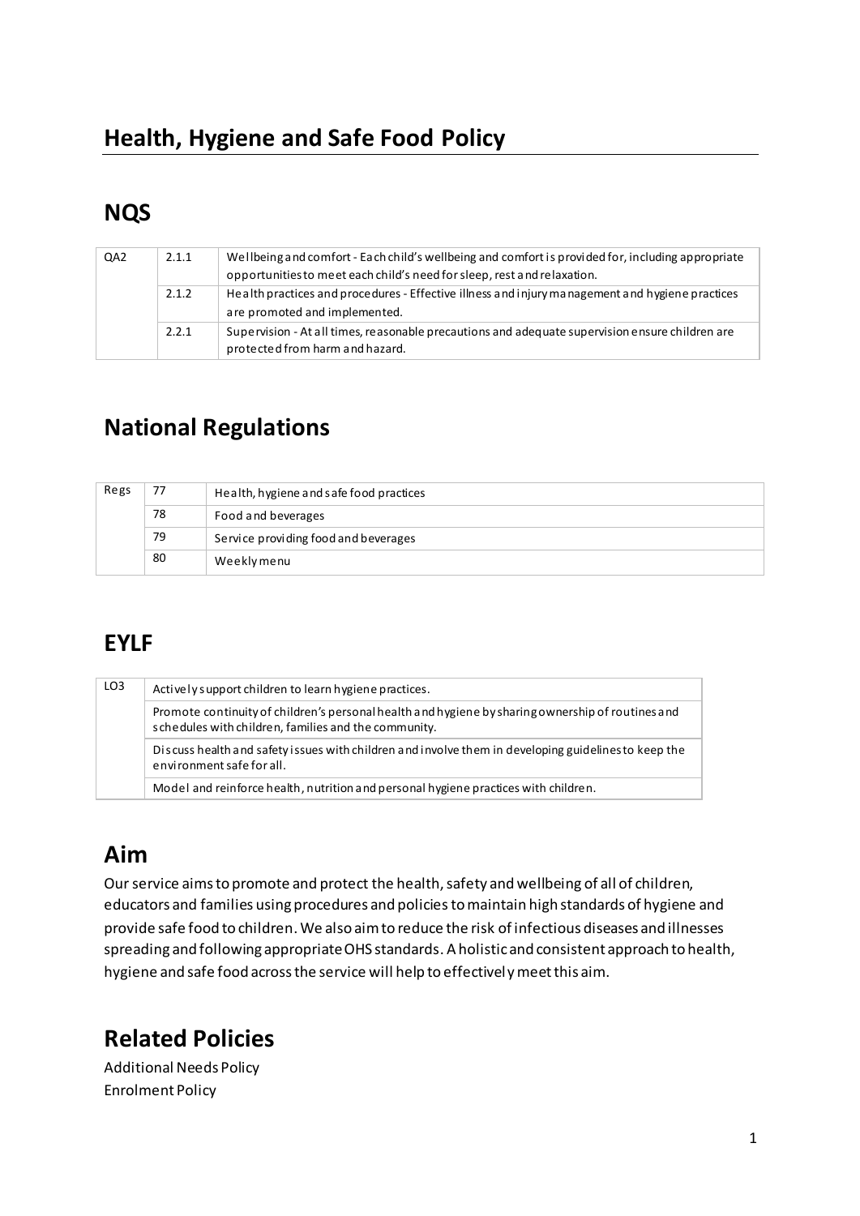# Health, Hygiene and Safe Food Policy

## NQS

| QA2 | 2.1.1 | Wellbeing and comfort - Each child's wellbeing and comfort is provided for, including appropriate opportunities to meet each child's need for sleep, rest and relaxation. |
|---|---|---|
| | 2.1.2 | Health practices and procedures - Effective illness and injury management and hygiene practices are promoted and implemented. |
| | 2.2.1 | Supervision - At all times, reasonable precautions and adequate supervision ensure children are protected from harm and hazard. |

## National Regulations

| Regs | 77 | Health, hygiene and safe food practices |
|---|---|---|
| | 78 | Food and beverages |
| | 79 | Service providing food and beverages |
| | 80 | Weekly menu |

## EYLF

| LO3 | Actively support children to learn hygiene practices. |
|---|---|
| | Promote continuity of children's personal health and hygiene by sharing ownership of routines and schedules with children, families and the community. |
| | Discuss health and safety issues with children and involve them in developing guidelines to keep the environment safe for all. |
| | Model and reinforce health, nutrition and personal hygiene practices with children. |

## Aim

Our service aims to promote and protect the health, safety and wellbeing of all of children, educators and families using procedures and policies to maintain high standards of hygiene and provide safe food to children. We also aim to reduce the risk of infectious diseases and illnesses spreading and following appropriate OHS standards. A holistic and consistent approach to health, hygiene and safe food across the service will help to effectively meet this aim.

## Related Policies

Additional Needs Policy
Enrolment Policy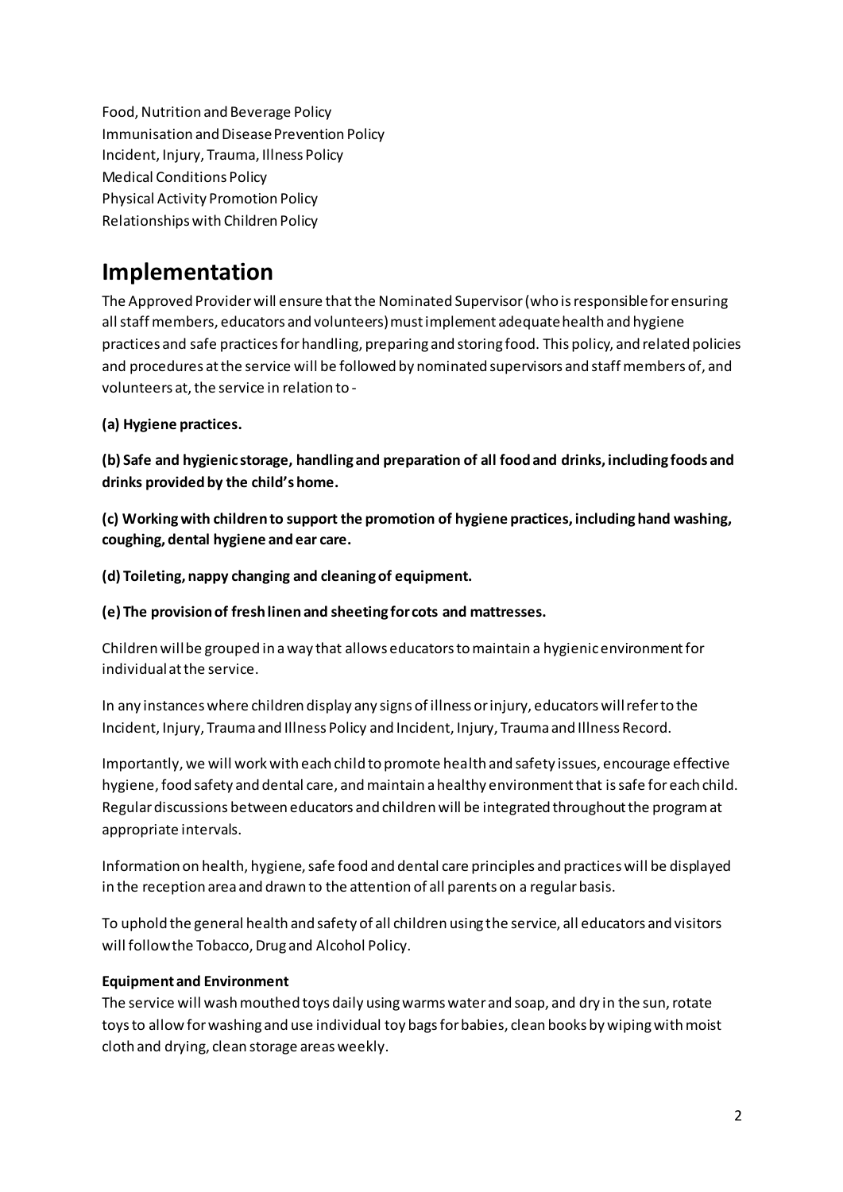Food, Nutrition and Beverage Policy
Immunisation and Disease Prevention Policy
Incident, Injury, Trauma, Illness Policy
Medical Conditions Policy
Physical Activity Promotion Policy
Relationships with Children Policy

# Implementation

The Approved Provider will ensure that the Nominated Supervisor (who is responsible for ensuring all staff members, educators and volunteers) must implement adequate health and hygiene practices and safe practices for handling, preparing and storing food. This policy, and related policies and procedures at the service will be followed by nominated supervisors and staff members of, and volunteers at, the service in relation to -

**(a) Hygiene practices.**

**(b) Safe and hygienic storage, handling and preparation of all food and drinks, including foods and drinks provided by the child's home.**

**(c) Working with children to support the promotion of hygiene practices, including hand washing, coughing, dental hygiene and ear care.**

**(d) Toileting, nappy changing and cleaning of equipment.**

**(e) The provision of fresh linen and sheeting for cots and mattresses.**

Children will be grouped in a way that allows educators to maintain a hygienic environment for individual at the service.

In any instances where children display any signs of illness or injury, educators will refer to the Incident, Injury, Trauma and Illness Policy and Incident, Injury, Trauma and Illness Record.

Importantly, we will work with each child to promote health and safety issues, encourage effective hygiene, food safety and dental care, and maintain a healthy environment that is safe for each child. Regular discussions between educators and children will be integrated throughout the program at appropriate intervals.

Information on health, hygiene, safe food and dental care principles and practices will be displayed in the reception area and drawn to the attention of all parents on a regular basis.

To uphold the general health and safety of all children using the service, all educators and visitors will follow the Tobacco, Drug and Alcohol Policy.

**Equipment and Environment**
The service will wash mouthed toys daily using warms water and soap, and dry in the sun, rotate toys to allow for washing and use individual toy bags for babies, clean books by wiping with moist cloth and drying, clean storage areas weekly.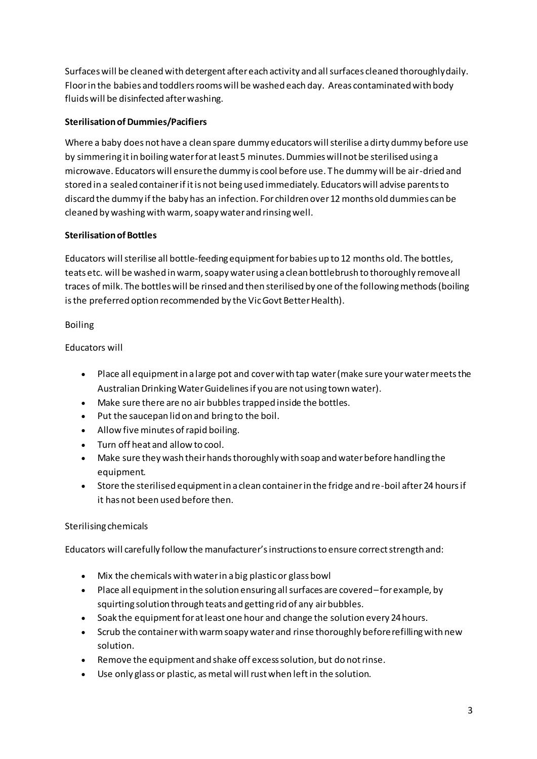Surfaces will be cleaned with detergent after each activity and all surfaces cleaned thoroughly daily. Floor in the babies and toddlers rooms will be washed each day. Areas contaminated with body fluids will be disinfected after washing.

**Sterilisation of Dummies/Pacifiers**

Where a baby does not have a clean spare dummy educators will sterilise a dirty dummy before use by simmering it in boiling water for at least 5 minutes. Dummies will not be sterilised using a microwave. Educators will ensure the dummy is cool before use. The dummy will be air-dried and stored in a sealed container if it is not being used immediately. Educators will advise parents to discard the dummy if the baby has an infection. For children over 12 months old dummies can be cleaned by washing with warm, soapy water and rinsing well.

**Sterilisation of Bottles**

Educators will sterilise all bottle-feeding equipment for babies up to 12 months old. The bottles, teats etc. will be washed in warm, soapy water using a clean bottlebrush to thoroughly remove all traces of milk. The bottles will be rinsed and then sterilised by one of the following methods (boiling is the preferred option recommended by the Vic Govt Better Health).

Boiling

Educators will

- Place all equipment in a large pot and cover with tap water (make sure your water meets the Australian Drinking Water Guidelines if you are not using town water).
- Make sure there are no air bubbles trapped inside the bottles.
- Put the saucepan lid on and bring to the boil.
- Allow five minutes of rapid boiling.
- Turn off heat and allow to cool.
- Make sure they wash their hands thoroughly with soap and water before handling the equipment.
- Store the sterilised equipment in a clean container in the fridge and re-boil after 24 hours if it has not been used before then.

Sterilising chemicals

Educators will carefully follow the manufacturer's instructions to ensure correct strength and:

- Mix the chemicals with water in a big plastic or glass bowl
- Place all equipment in the solution ensuring all surfaces are covered – for example, by squirting solution through teats and getting rid of any air bubbles.
- Soak the equipment for at least one hour and change the solution every 24 hours.
- Scrub the container with warm soapy water and rinse thoroughly before refilling with new solution.
- Remove the equipment and shake off excess solution, but do not rinse.
- Use only glass or plastic, as metal will rust when left in the solution.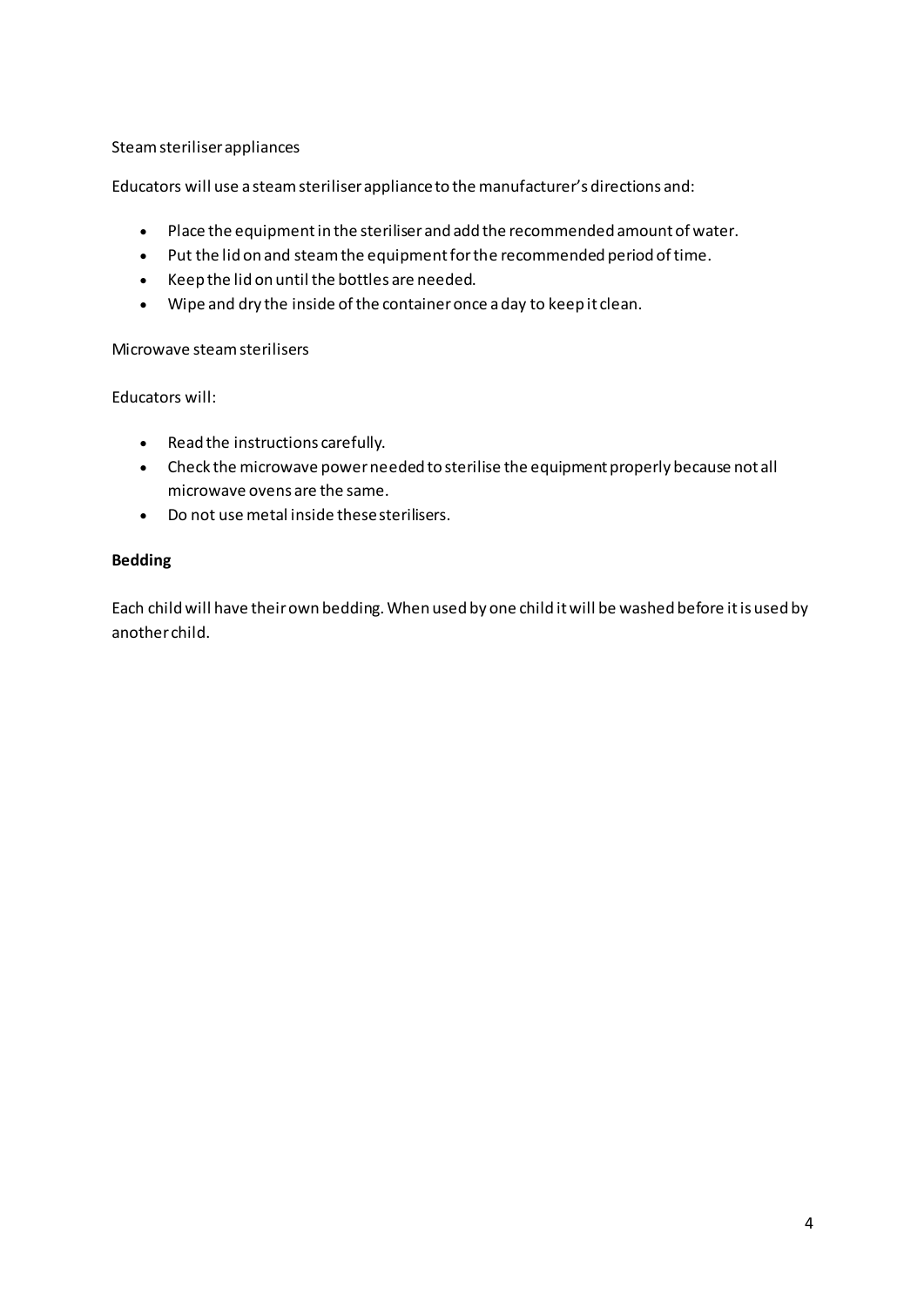Steam steriliser appliances

Educators will use a steam steriliser appliance to the manufacturer's directions and:

- Place the equipment in the steriliser and add the recommended amount of water.
- Put the lid on and steam the equipment for the recommended period of time.
- Keep the lid on until the bottles are needed.
- Wipe and dry the inside of the container once a day to keep it clean.

Microwave steam sterilisers

Educators will:

- Read the instructions carefully.
- Check the microwave power needed to sterilise the equipment properly because not all microwave ovens are the same.
- Do not use metal inside these sterilisers.

**Bedding**

Each child will have their own bedding. When used by one child it will be washed before it is used by another child.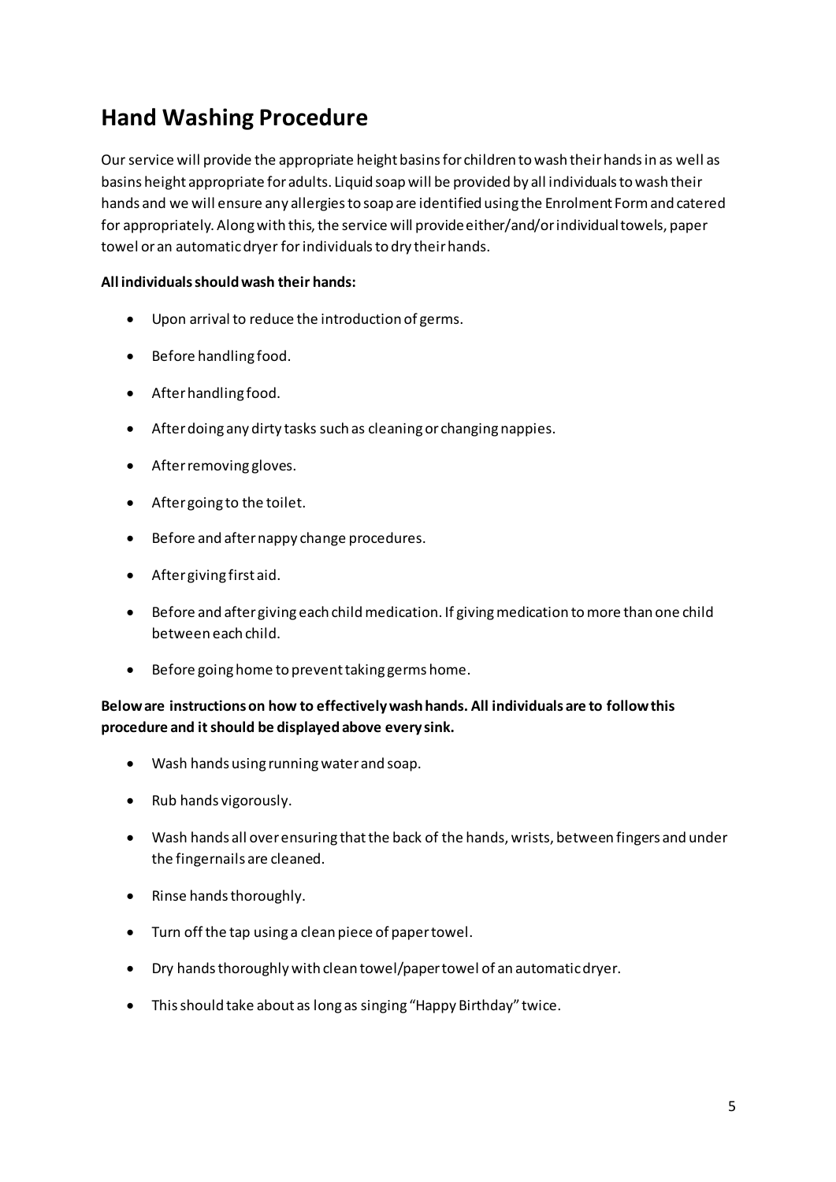## Hand Washing Procedure

Our service will provide the appropriate height basins for children to wash their hands in as well as basins height appropriate for adults. Liquid soap will be provided by all individuals to wash their hands and we will ensure any allergies to soap are identified using the Enrolment Form and catered for appropriately. Along with this, the service will provide either/and/or individual towels, paper towel or an automatic dryer for individuals to dry their hands.

**All individuals should wash their hands:**

- Upon arrival to reduce the introduction of germs.
- Before handling food.
- After handling food.
- After doing any dirty tasks such as cleaning or changing nappies.
- After removing gloves.
- After going to the toilet.
- Before and after nappy change procedures.
- After giving first aid.
- Before and after giving each child medication. If giving medication to more than one child between each child.
- Before going home to prevent taking germs home.

**Below are instructions on how to effectively wash hands. All individuals are to follow this procedure and it should be displayed above every sink.**

- Wash hands using running water and soap.
- Rub hands vigorously.
- Wash hands all over ensuring that the back of the hands, wrists, between fingers and under the fingernails are cleaned.
- Rinse hands thoroughly.
- Turn off the tap using a clean piece of paper towel.
- Dry hands thoroughly with clean towel/paper towel of an automatic dryer.
- This should take about as long as singing "Happy Birthday" twice.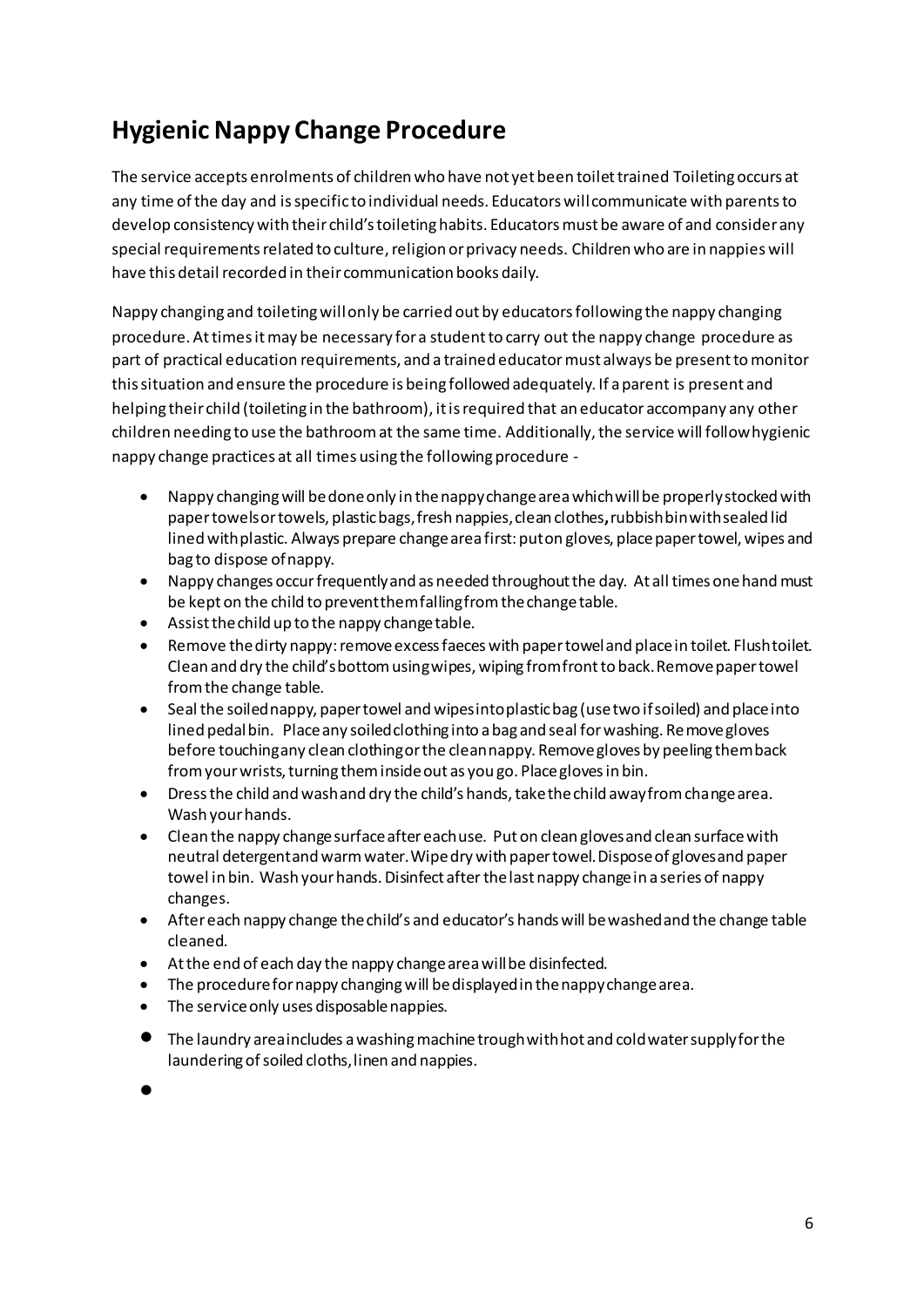# Hygienic Nappy Change Procedure

The service accepts enrolments of children who have not yet been toilet trained Toileting occurs at any time of the day and is specific to individual needs. Educators will communicate with parents to develop consistency with their child's toileting habits. Educators must be aware of and consider any special requirements related to culture, religion or privacy needs. Children who are in nappies will have this detail recorded in their communication books daily.

Nappy changing and toileting will only be carried out by educators following the nappy changing procedure. At times it may be necessary for a student to carry out the nappy change procedure as part of practical education requirements, and a trained educator must always be present to monitor this situation and ensure the procedure is being followed adequately. If a parent is present and helping their child (toileting in the bathroom), it is required that an educator accompany any other children needing to use the bathroom at the same time. Additionally, the service will follow hygienic nappy change practices at all times using the following procedure -

- Nappy changing will be done only in the nappy change area which will be properly stocked with paper towels or towels, plastic bags, fresh nappies, clean clothes**,** rubbish bin with sealed lid lined with plastic. Always prepare change area first: put on gloves, place paper towel, wipes and bag to dispose of nappy.
- Nappy changes occur frequently and as needed throughout the day. At all times one hand must be kept on the child to prevent them falling from the change table.
- Assist the child up to the nappy change table.
- Remove the dirty nappy: remove excess faeces with paper towel and place in toilet. Flush toilet. Clean and dry the child's bottom using wipes, wiping from front to back. Remove paper towel from the change table.
- Seal the soiled nappy, paper towel and wipes into plastic bag (use two if soiled) and place into lined pedal bin. Place any soiled clothing into a bag and seal for washing. Remove gloves before touching any clean clothing or the clean nappy. Remove gloves by peeling them back from your wrists, turning them inside out as you go. Place gloves in bin.
- Dress the child and wash and dry the child's hands, take the child away from change area. Wash your hands.
- Clean the nappy change surface after each use. Put on clean gloves and clean surface with neutral detergent and warm water. Wipe dry with paper towel. Dispose of gloves and paper towel in bin. Wash your hands. Disinfect after the last nappy change in a series of nappy changes.
- After each nappy change the child's and educator's hands will be washed and the change table cleaned.
- At the end of each day the nappy change area will be disinfected.
- The procedure for nappy changing will be displayed in the nappy change area.
- The service only uses disposable nappies.
- The laundry area includes a washing machine trough with hot and cold water supply for the laundering of soiled cloths, linen and nappies.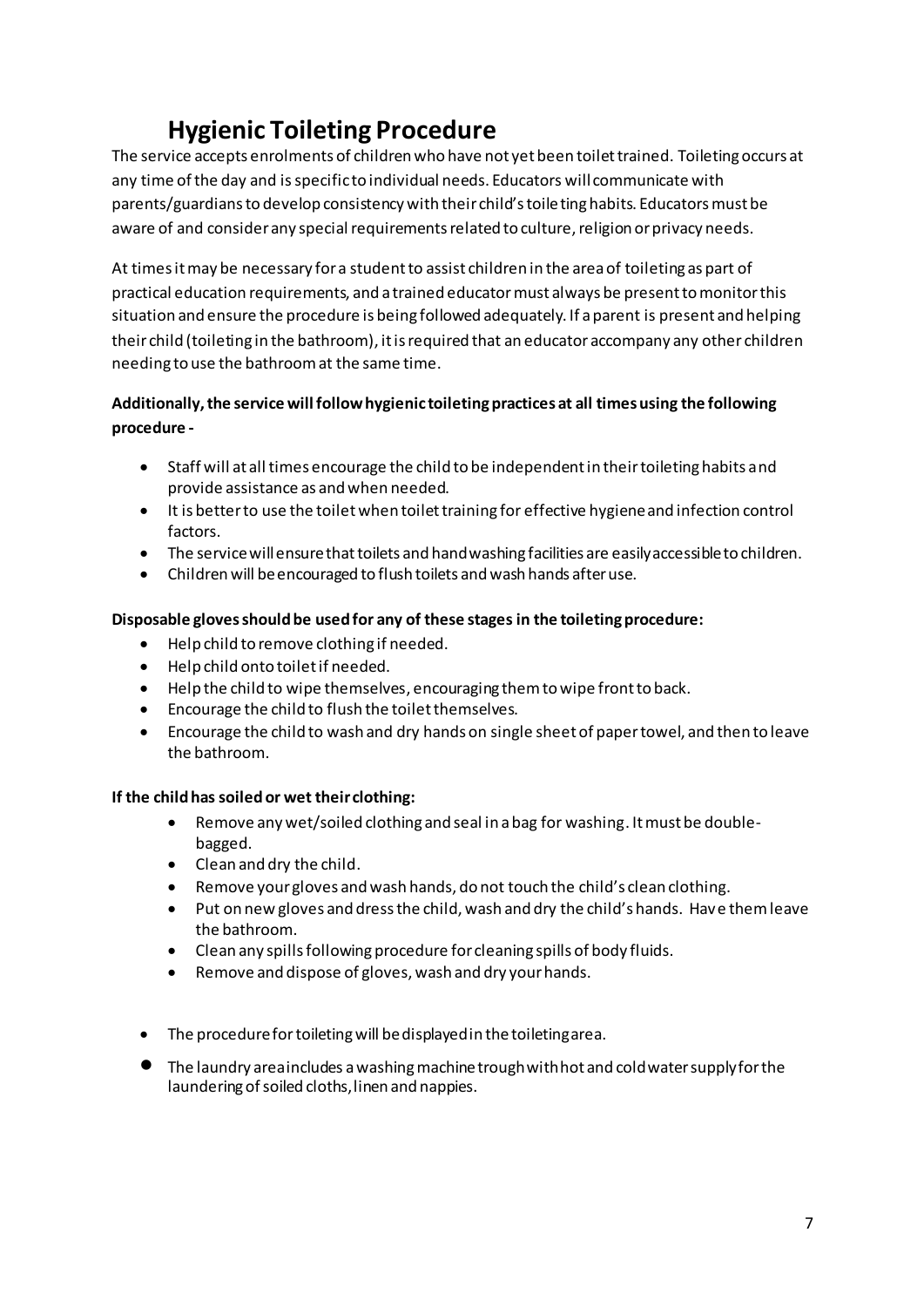# Hygienic Toileting Procedure

The service accepts enrolments of children who have not yet been toilet trained. Toileting occurs at any time of the day and is specific to individual needs. Educators will communicate with parents/guardians to develop consistency with their child's toileting habits. Educators must be aware of and consider any special requirements related to culture, religion or privacy needs.

At times it may be necessary for a student to assist children in the area of toileting as part of practical education requirements, and a trained educator must always be present to monitor this situation and ensure the procedure is being followed adequately. If a parent is present and helping their child (toileting in the bathroom), it is required that an educator accompany any other children needing to use the bathroom at the same time.

**Additionally, the service will follow hygienic toileting practices at all times using the following procedure -**

- Staff will at all times encourage the child to be independent in their toileting habits and provide assistance as and when needed.
- It is better to use the toilet when toilet training for effective hygiene and infection control factors.
- The service will ensure that toilets and hand washing facilities are easily accessible to children.
- Children will be encouraged to flush toilets and wash hands after use.

**Disposable gloves should be used for any of these stages in the toileting procedure:**

- Help child to remove clothing if needed.
- Help child onto toilet if needed.
- Help the child to wipe themselves, encouraging them to wipe front to back.
- Encourage the child to flush the toilet themselves.
- Encourage the child to wash and dry hands on single sheet of paper towel, and then to leave the bathroom.

**If the child has soiled or wet their clothing:**

- Remove any wet/soiled clothing and seal in a bag for washing. It must be double-bagged.
- Clean and dry the child.
- Remove your gloves and wash hands, do not touch the child's clean clothing.
- Put on new gloves and dress the child, wash and dry the child's hands. Have them leave the bathroom.
- Clean any spills following procedure for cleaning spills of body fluids.
- Remove and dispose of gloves, wash and dry your hands.

- The procedure for toileting will be displayed in the toileting area.
- The laundry area includes a washing machine trough with hot and cold water supply for the laundering of soiled cloths, linen and nappies.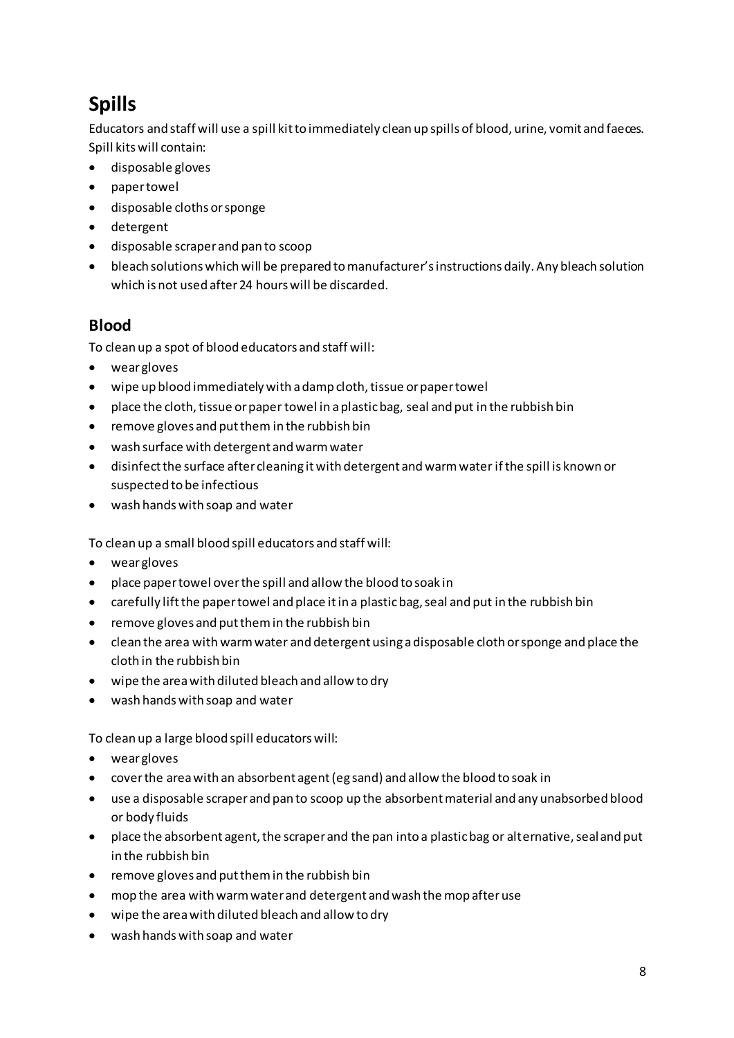# Spills

Educators and staff will use a spill kit to immediately clean up spills of blood, urine, vomit and faeces. Spill kits will contain:

- disposable gloves
- paper towel
- disposable cloths or sponge
- detergent
- disposable scraper and pan to scoop
- bleach solutions which will be prepared to manufacturer's instructions daily. Any bleach solution which is not used after 24 hours will be discarded.

## Blood

To clean up a spot of blood educators and staff will:

- wear gloves
- wipe up blood immediately with a damp cloth, tissue or paper towel
- place the cloth, tissue or paper towel in a plastic bag, seal and put in the rubbish bin
- remove gloves and put them in the rubbish bin
- wash surface with detergent and warm water
- disinfect the surface after cleaning it with detergent and warm water if the spill is known or suspected to be infectious
- wash hands with soap and water

To clean up a small blood spill educators and staff will:

- wear gloves
- place paper towel over the spill and allow the blood to soak in
- carefully lift the paper towel and place it in a plastic bag, seal and put in the rubbish bin
- remove gloves and put them in the rubbish bin
- clean the area with warm water and detergent using a disposable cloth or sponge and place the cloth in the rubbish bin
- wipe the area with diluted bleach and allow to dry
- wash hands with soap and water

To clean up a large blood spill educators will:

- wear gloves
- cover the area with an absorbent agent (eg sand) and allow the blood to soak in
- use a disposable scraper and pan to scoop up the absorbent material and any unabsorbed blood or body fluids
- place the absorbent agent, the scraper and the pan into a plastic bag or alternative, seal and put in the rubbish bin
- remove gloves and put them in the rubbish bin
- mop the area with warm water and detergent and wash the mop after use
- wipe the area with diluted bleach and allow to dry
- wash hands with soap and water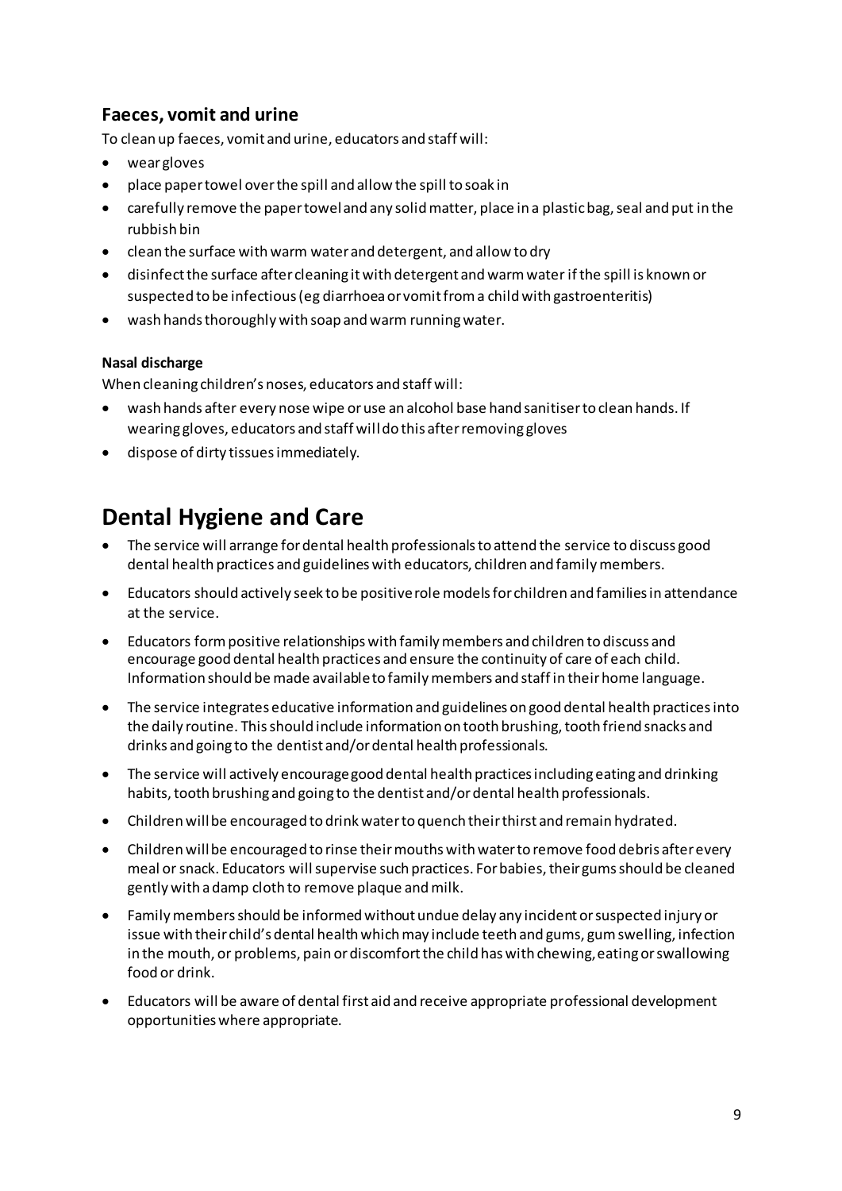### Faeces, vomit and urine

To clean up faeces, vomit and urine, educators and staff will:

- wear gloves
- place paper towel over the spill and allow the spill to soak in
- carefully remove the paper towel and any solid matter, place in a plastic bag, seal and put in the rubbish bin
- clean the surface with warm water and detergent, and allow to dry
- disinfect the surface after cleaning it with detergent and warm water if the spill is known or suspected to be infectious (eg diarrhoea or vomit from a child with gastroenteritis)
- wash hands thoroughly with soap and warm running water.

#### Nasal discharge

When cleaning children's noses, educators and staff will:

- wash hands after every nose wipe or use an alcohol base hand sanitiser to clean hands. If wearing gloves, educators and staff will do this after removing gloves
- dispose of dirty tissues immediately.

## Dental Hygiene and Care

- The service will arrange for dental health professionals to attend the service to discuss good dental health practices and guidelines with educators, children and family members.
- Educators should actively seek to be positive role models for children and families in attendance at the service.
- Educators form positive relationships with family members and children to discuss and encourage good dental health practices and ensure the continuity of care of each child. Information should be made available to family members and staff in their home language.
- The service integrates educative information and guidelines on good dental health practices into the daily routine. This should include information on tooth brushing, tooth friend snacks and drinks and going to the dentist and/or dental health professionals.
- The service will actively encourage good dental health practices including eating and drinking habits, tooth brushing and going to the dentist and/or dental health professionals.
- Children will be encouraged to drink water to quench their thirst and remain hydrated.
- Children will be encouraged to rinse their mouths with water to remove food debris after every meal or snack. Educators will supervise such practices. For babies, their gums should be cleaned gently with a damp cloth to remove plaque and milk.
- Family members should be informed without undue delay any incident or suspected injury or issue with their child's dental health which may include teeth and gums, gum swelling, infection in the mouth, or problems, pain or discomfort the child has with chewing, eating or swallowing food or drink.
- Educators will be aware of dental first aid and receive appropriate professional development opportunities where appropriate.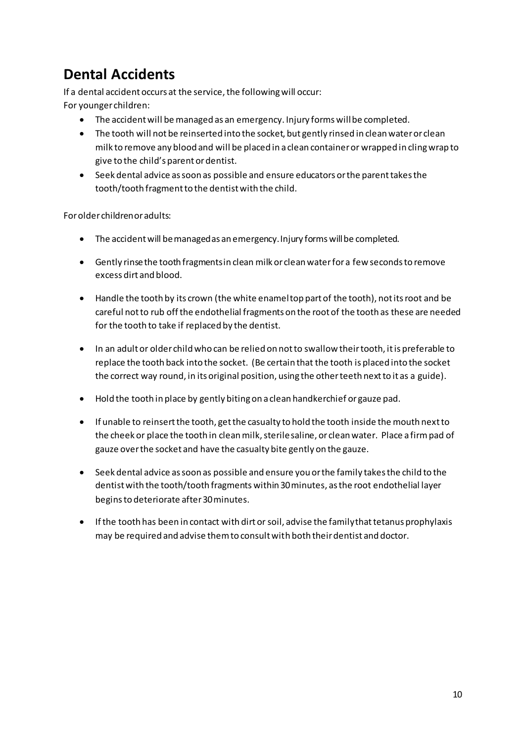## Dental Accidents

If a dental accident occurs at the service, the following will occur:
For younger children:

- The accident will be managed as an emergency. Injury forms will be completed.
- The tooth will not be reinserted into the socket, but gently rinsed in clean water or clean milk to remove any blood and will be placed in a clean container or wrapped in cling wrap to give to the child's parent or dentist.
- Seek dental advice as soon as possible and ensure educators or the parent takes the tooth/tooth fragment to the dentist with the child.

For older children or adults:

- The accident will be managed as an emergency. Injury forms will be completed.
- Gently rinse the tooth fragments in clean milk or clean water for a few seconds to remove excess dirt and blood.
- Handle the tooth by its crown (the white enamel top part of the tooth), not its root and be careful not to rub off the endothelial fragments on the root of the tooth as these are needed for the tooth to take if replaced by the dentist.
- In an adult or older child who can be relied on not to swallow their tooth, it is preferable to replace the tooth back into the socket. (Be certain that the tooth is placed into the socket the correct way round, in its original position, using the other teeth next to it as a guide).
- Hold the tooth in place by gently biting on a clean handkerchief or gauze pad.
- If unable to reinsert the tooth, get the casualty to hold the tooth inside the mouth next to the cheek or place the tooth in clean milk, sterile saline, or clean water. Place a firm pad of gauze over the socket and have the casualty bite gently on the gauze.
- Seek dental advice as soon as possible and ensure you or the family takes the child to the dentist with the tooth/tooth fragments within 30 minutes, as the root endothelial layer begins to deteriorate after 30 minutes.
- If the tooth has been in contact with dirt or soil, advise the family that tetanus prophylaxis may be required and advise them to consult with both their dentist and doctor.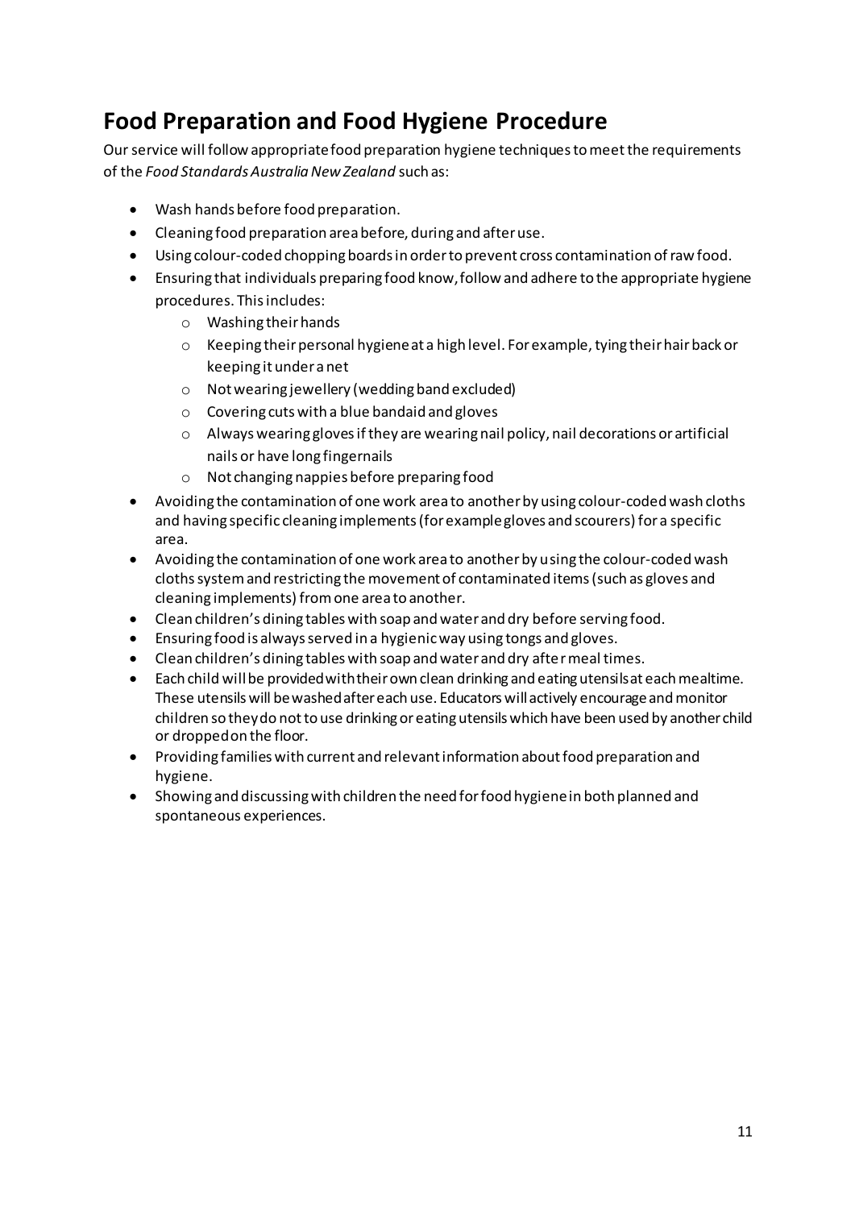## Food Preparation and Food Hygiene Procedure

Our service will follow appropriate food preparation hygiene techniques to meet the requirements of the *Food Standards Australia New Zealand* such as:

- Wash hands before food preparation.
- Cleaning food preparation area before, during and after use.
- Using colour-coded chopping boards in order to prevent cross contamination of raw food.
- Ensuring that individuals preparing food know, follow and adhere to the appropriate hygiene procedures. This includes:
  - Washing their hands
  - Keeping their personal hygiene at a high level. For example, tying their hair back or keeping it under a net
  - Not wearing jewellery (wedding band excluded)
  - Covering cuts with a blue bandaid and gloves
  - Always wearing gloves if they are wearing nail policy, nail decorations or artificial nails or have long fingernails
  - Not changing nappies before preparing food
- Avoiding the contamination of one work area to another by using colour-coded wash cloths and having specific cleaning implements (for example gloves and scourers) for a specific area.
- Avoiding the contamination of one work area to another by using the colour-coded wash cloths system and restricting the movement of contaminated items (such as gloves and cleaning implements) from one area to another.
- Clean children's dining tables with soap and water and dry before serving food.
- Ensuring food is always served in a hygienic way using tongs and gloves.
- Clean children's dining tables with soap and water and dry after meal times.
- Each child will be provided with their own clean drinking and eating utensils at each mealtime. These utensils will be washed after each use. Educators will actively encourage and monitor children so they do not to use drinking or eating utensils which have been used by another child or dropped on the floor.
- Providing families with current and relevant information about food preparation and hygiene.
- Showing and discussing with children the need for food hygiene in both planned and spontaneous experiences.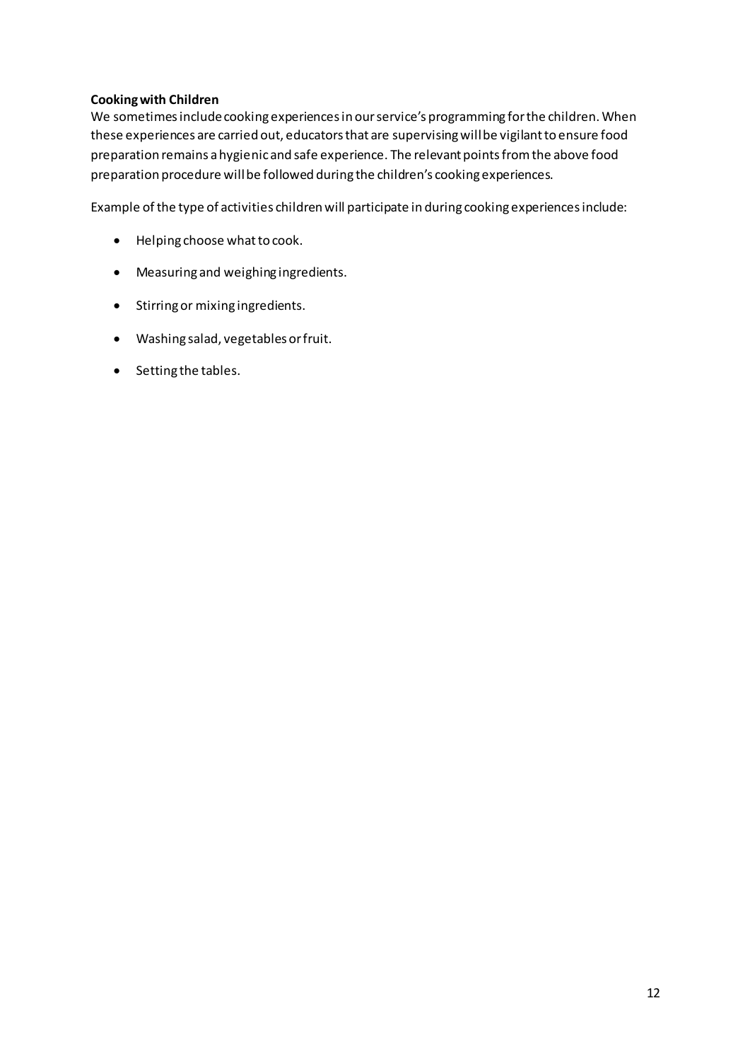**Cooking with Children**

We sometimes include cooking experiences in our service's programming for the children. When these experiences are carried out, educators that are supervising will be vigilant to ensure food preparation remains a hygienic and safe experience. The relevant points from the above food preparation procedure will be followed during the children's cooking experiences.

Example of the type of activities children will participate in during cooking experiences include:

- Helping choose what to cook.
- Measuring and weighing ingredients.
- Stirring or mixing ingredients.
- Washing salad, vegetables or fruit.
- Setting the tables.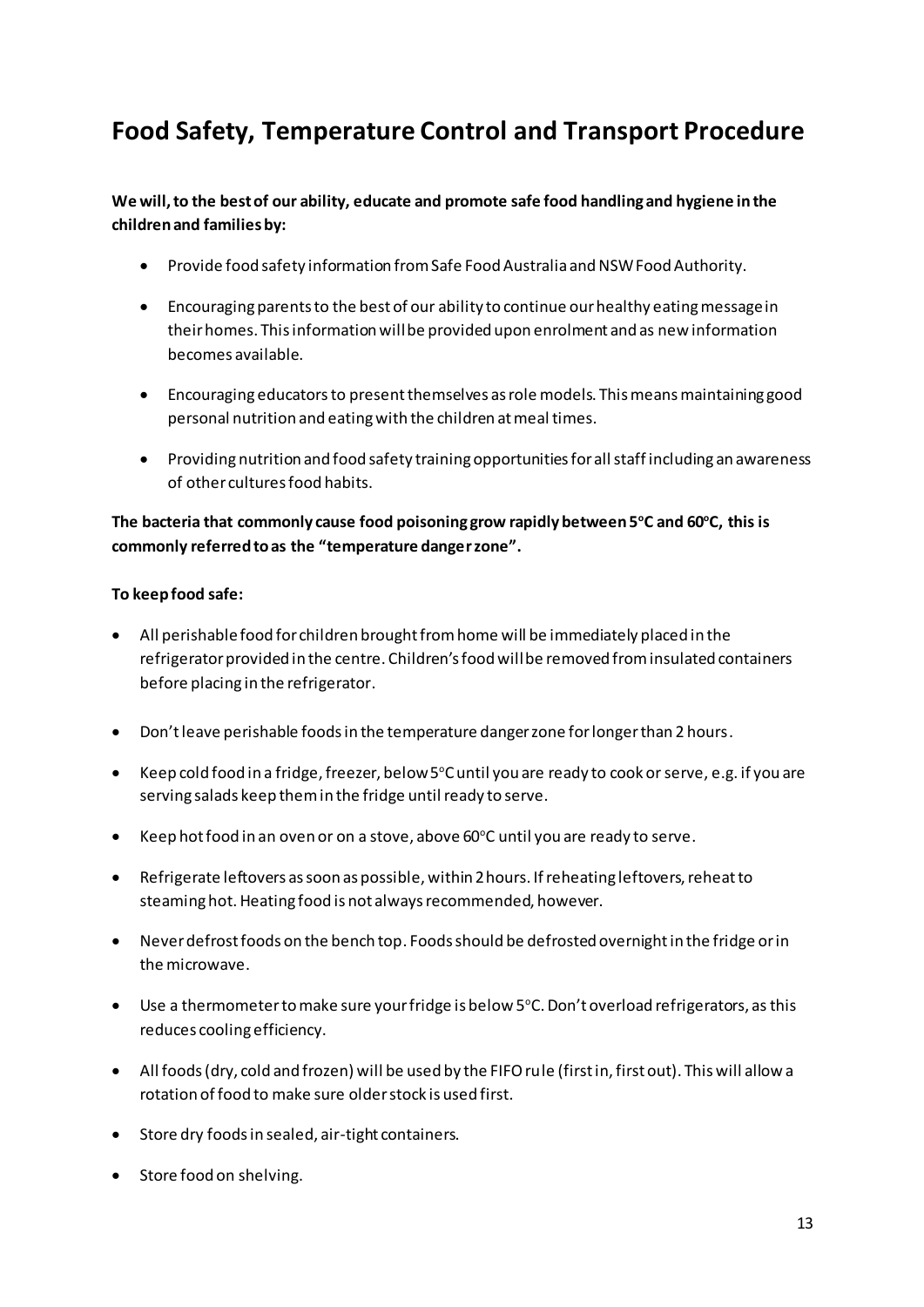# Food Safety, Temperature Control and Transport Procedure

**We will, to the best of our ability, educate and promote safe food handling and hygiene in the children and families by:**

- Provide food safety information from Safe Food Australia and NSW Food Authority.
- Encouraging parents to the best of our ability to continue our healthy eating message in their homes. This information will be provided upon enrolment and as new information becomes available.
- Encouraging educators to present themselves as role models. This means maintaining good personal nutrition and eating with the children at meal times.
- Providing nutrition and food safety training opportunities for all staff including an awareness of other cultures food habits.

**The bacteria that commonly cause food poisoning grow rapidly between 5°C and 60°C, this is commonly referred to as the "temperature danger zone".**

**To keep food safe:**

- All perishable food for children brought from home will be immediately placed in the refrigerator provided in the centre. Children's food will be removed from insulated containers before placing in the refrigerator.
- Don't leave perishable foods in the temperature danger zone for longer than 2 hours.
- Keep cold food in a fridge, freezer, below 5°C until you are ready to cook or serve, e.g. if you are serving salads keep them in the fridge until ready to serve.
- Keep hot food in an oven or on a stove, above 60°C until you are ready to serve.
- Refrigerate leftovers as soon as possible, within 2 hours. If reheating leftovers, reheat to steaming hot. Heating food is not always recommended, however.
- Never defrost foods on the bench top. Foods should be defrosted overnight in the fridge or in the microwave.
- Use a thermometer to make sure your fridge is below 5°C. Don't overload refrigerators, as this reduces cooling efficiency.
- All foods (dry, cold and frozen) will be used by the FIFO rule (first in, first out). This will allow a rotation of food to make sure older stock is used first.
- Store dry foods in sealed, air-tight containers.
- Store food on shelving.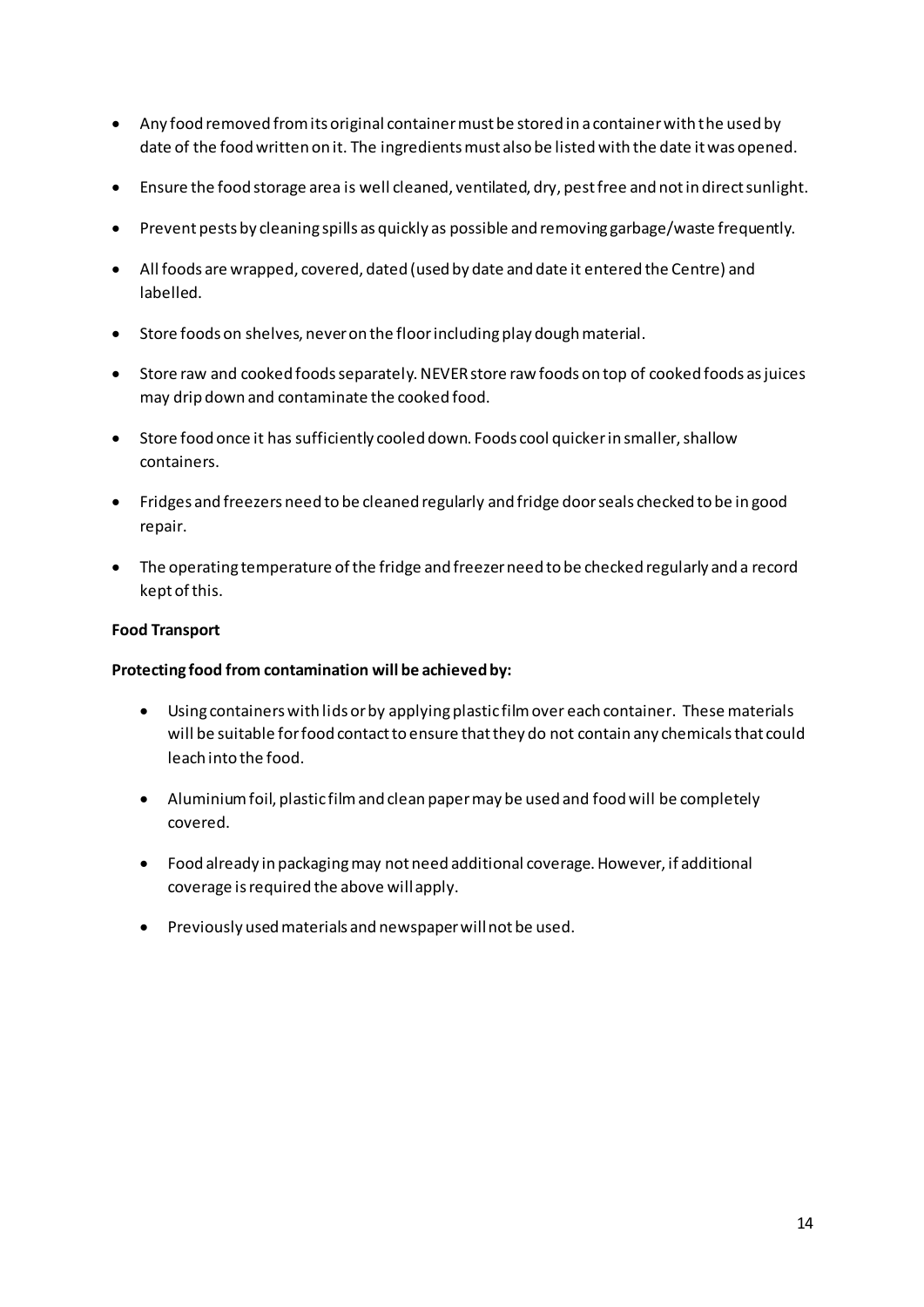- Any food removed from its original container must be stored in a container with the used by date of the food written on it. The ingredients must also be listed with the date it was opened.
- Ensure the food storage area is well cleaned, ventilated, dry, pest free and not in direct sunlight.
- Prevent pests by cleaning spills as quickly as possible and removing garbage/waste frequently.
- All foods are wrapped, covered, dated (used by date and date it entered the Centre) and labelled.
- Store foods on shelves, never on the floor including play dough material.
- Store raw and cooked foods separately. NEVER store raw foods on top of cooked foods as juices may drip down and contaminate the cooked food.
- Store food once it has sufficiently cooled down. Foods cool quicker in smaller, shallow containers.
- Fridges and freezers need to be cleaned regularly and fridge door seals checked to be in good repair.
- The operating temperature of the fridge and freezer need to be checked regularly and a record kept of this.

**Food Transport**

**Protecting food from contamination will be achieved by:**

- Using containers with lids or by applying plastic film over each container. These materials will be suitable for food contact to ensure that they do not contain any chemicals that could leach into the food.
- Aluminium foil, plastic film and clean paper may be used and food will be completely covered.
- Food already in packaging may not need additional coverage. However, if additional coverage is required the above will apply.
- Previously used materials and newspaper will not be used.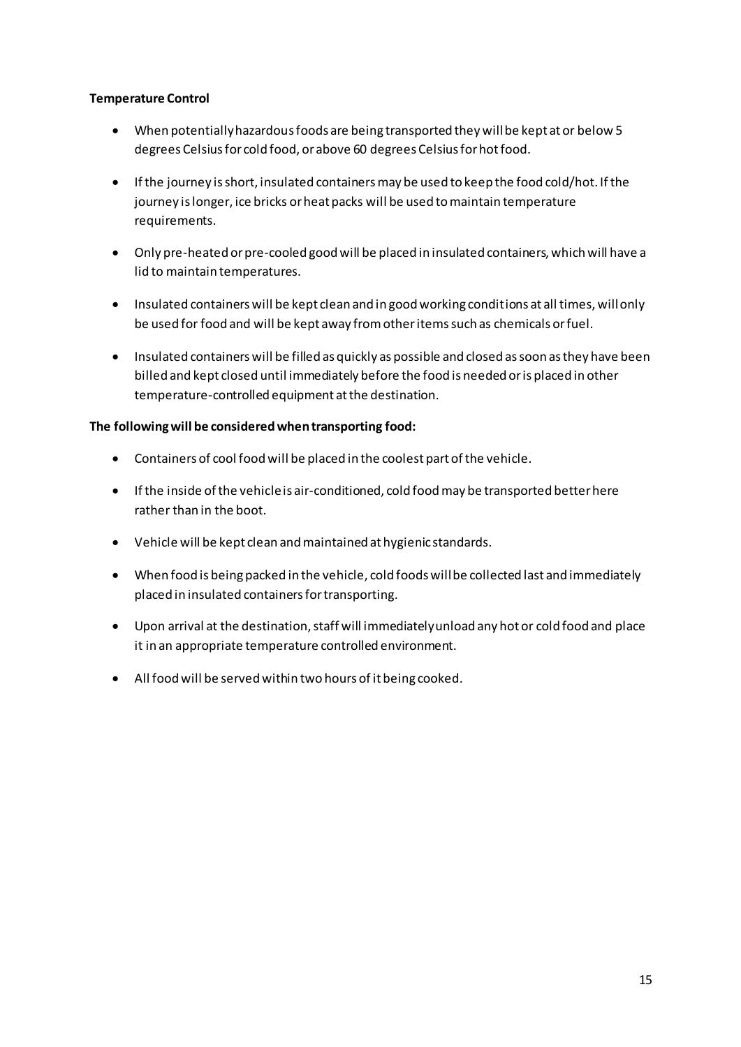**Temperature Control**

- When potentially hazardous foods are being transported they will be kept at or below 5 degrees Celsius for cold food, or above 60 degrees Celsius for hot food.
- If the journey is short, insulated containers may be used to keep the food cold/hot. If the journey is longer, ice bricks or heat packs will be used to maintain temperature requirements.
- Only pre-heated or pre-cooled good will be placed in insulated containers, which will have a lid to maintain temperatures.
- Insulated containers will be kept clean and in good working conditions at all times, will only be used for food and will be kept away from other items such as chemicals or fuel.
- Insulated containers will be filled as quickly as possible and closed as soon as they have been billed and kept closed until immediately before the food is needed or is placed in other temperature-controlled equipment at the destination.

**The following will be considered when transporting food:**

- Containers of cool food will be placed in the coolest part of the vehicle.
- If the inside of the vehicle is air-conditioned, cold food may be transported better here rather than in the boot.
- Vehicle will be kept clean and maintained at hygienic standards.
- When food is being packed in the vehicle, cold foods will be collected last and immediately placed in insulated containers for transporting.
- Upon arrival at the destination, staff will immediately unload any hot or cold food and place it in an appropriate temperature controlled environment.
- All food will be served within two hours of it being cooked.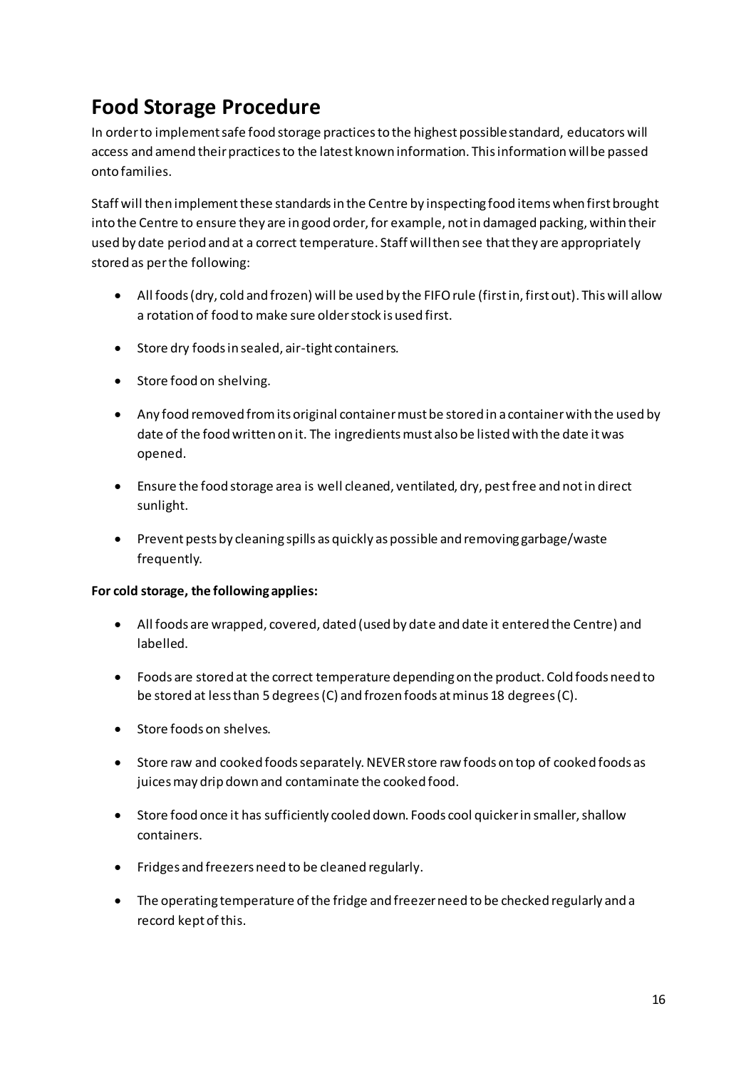## Food Storage Procedure

In order to implement safe food storage practices to the highest possible standard, educators will access and amend their practices to the latest known information. This information will be passed onto families.

Staff will then implement these standards in the Centre by inspecting food items when first brought into the Centre to ensure they are in good order, for example, not in damaged packing, within their used by date period and at a correct temperature. Staff will then see that they are appropriately stored as per the following:

- All foods (dry, cold and frozen) will be used by the FIFO rule (first in, first out). This will allow a rotation of food to make sure older stock is used first.
- Store dry foods in sealed, air-tight containers.
- Store food on shelving.
- Any food removed from its original container must be stored in a container with the used by date of the food written on it. The ingredients must also be listed with the date it was opened.
- Ensure the food storage area is well cleaned, ventilated, dry, pest free and not in direct sunlight.
- Prevent pests by cleaning spills as quickly as possible and removing garbage/waste frequently.

**For cold storage, the following applies:**

- All foods are wrapped, covered, dated (used by date and date it entered the Centre) and labelled.
- Foods are stored at the correct temperature depending on the product. Cold foods need to be stored at less than 5 degrees (C) and frozen foods at minus 18 degrees (C).
- Store foods on shelves.
- Store raw and cooked foods separately. NEVER store raw foods on top of cooked foods as juices may drip down and contaminate the cooked food.
- Store food once it has sufficiently cooled down. Foods cool quicker in smaller, shallow containers.
- Fridges and freezers need to be cleaned regularly.
- The operating temperature of the fridge and freezer need to be checked regularly and a record kept of this.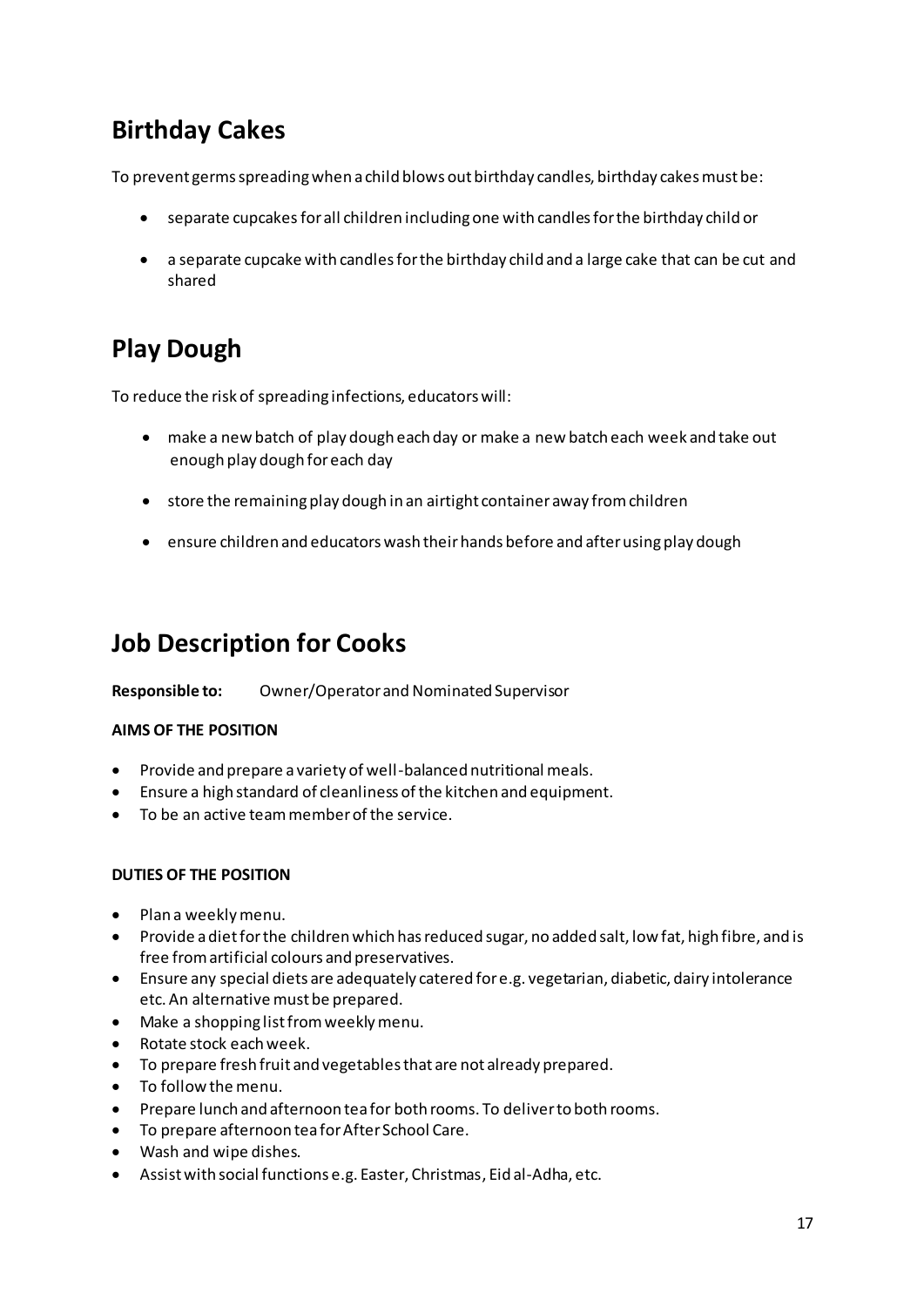## Birthday Cakes

To prevent germs spreading when a child blows out birthday candles, birthday cakes must be:

- separate cupcakes for all children including one with candles for the birthday child or
- a separate cupcake with candles for the birthday child and a large cake that can be cut and shared

## Play Dough

To reduce the risk of spreading infections, educators will:

- make a new batch of play dough each day or make a new batch each week and take out enough play dough for each day
- store the remaining play dough in an airtight container away from children
- ensure children and educators wash their hands before and after using play dough

## Job Description for Cooks

**Responsible to:** Owner/Operator and Nominated Supervisor

**AIMS OF THE POSITION**

- Provide and prepare a variety of well-balanced nutritional meals.
- Ensure a high standard of cleanliness of the kitchen and equipment.
- To be an active team member of the service.

**DUTIES OF THE POSITION**

- Plan a weekly menu.
- Provide a diet for the children which has reduced sugar, no added salt, low fat, high fibre, and is free from artificial colours and preservatives.
- Ensure any special diets are adequately catered for e.g. vegetarian, diabetic, dairy intolerance etc. An alternative must be prepared.
- Make a shopping list from weekly menu.
- Rotate stock each week.
- To prepare fresh fruit and vegetables that are not already prepared.
- To follow the menu.
- Prepare lunch and afternoon tea for both rooms. To deliver to both rooms.
- To prepare afternoon tea for After School Care.
- Wash and wipe dishes.
- Assist with social functions e.g. Easter, Christmas, Eid al-Adha, etc.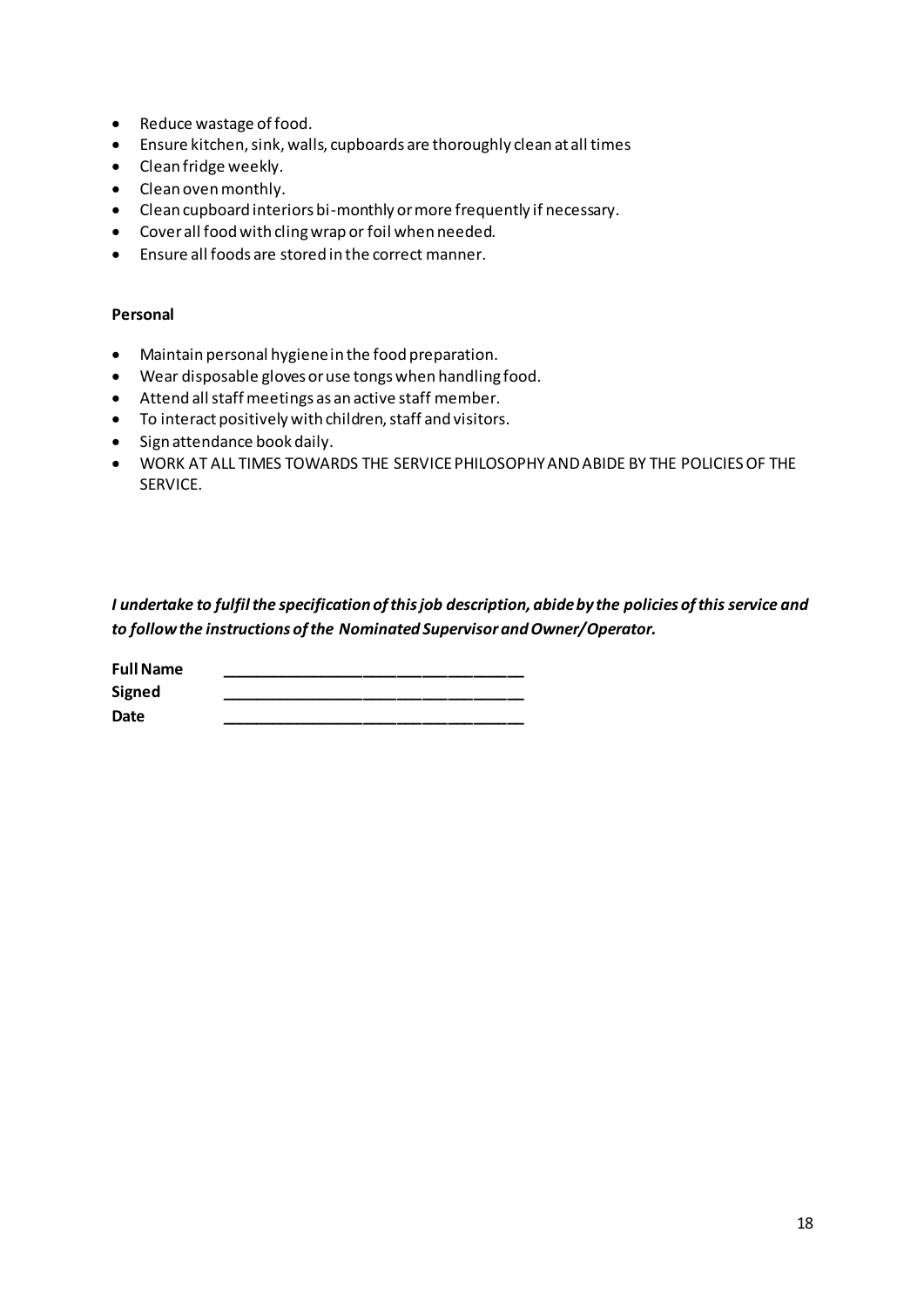- Reduce wastage of food.
- Ensure kitchen, sink, walls, cupboards are thoroughly clean at all times
- Clean fridge weekly.
- Clean oven monthly.
- Clean cupboard interiors bi-monthly or more frequently if necessary.
- Cover all food with cling wrap or foil when needed.
- Ensure all foods are stored in the correct manner.

**Personal**

- Maintain personal hygiene in the food preparation.
- Wear disposable gloves or use tongs when handling food.
- Attend all staff meetings as an active staff member.
- To interact positively with children, staff and visitors.
- Sign attendance book daily.
- WORK AT ALL TIMES TOWARDS THE SERVICE PHILOSOPHY AND ABIDE BY THE POLICIES OF THE SERVICE.

***I undertake to fulfil the specification of this job description, abide by the policies of this service and to follow the instructions of the Nominated Supervisor and Owner/Operator.***

**Full Name** ___________________________________

**Signed** ___________________________________

**Date** ___________________________________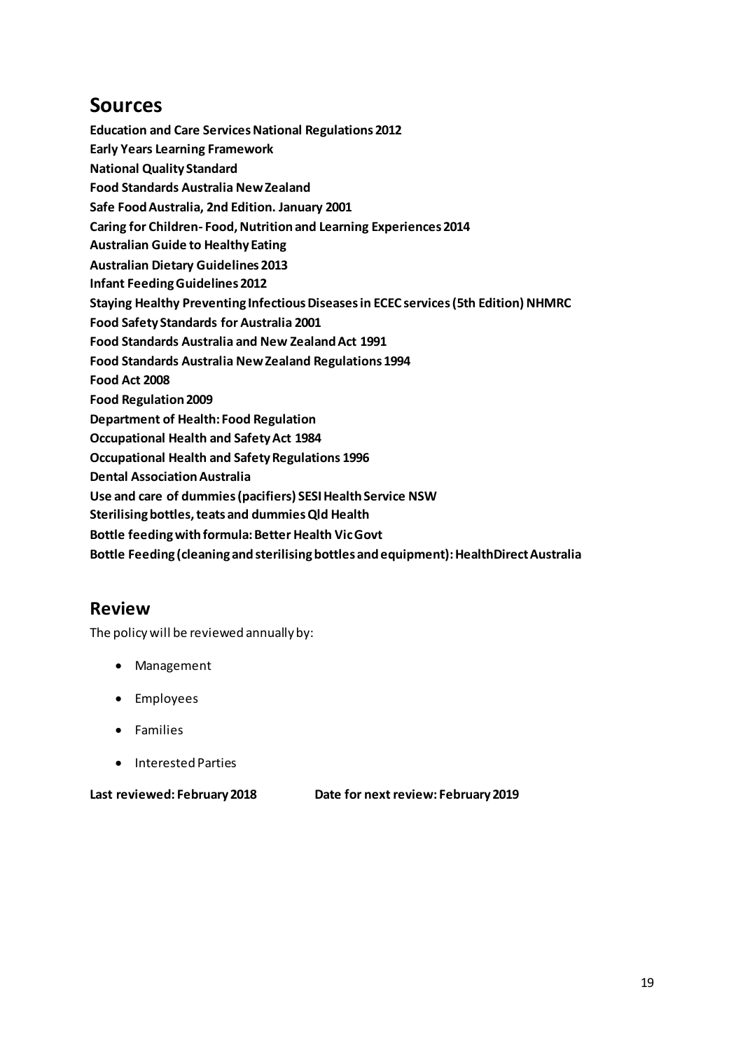## Sources

**Education and Care Services National Regulations 2012**
**Early Years Learning Framework**
**National Quality Standard**
**Food Standards Australia New Zealand**
**Safe Food Australia, 2nd Edition. January 2001**
**Caring for Children- Food, Nutrition and Learning Experiences 2014**
**Australian Guide to Healthy Eating**
**Australian Dietary Guidelines 2013**
**Infant Feeding Guidelines 2012**
**Staying Healthy Preventing Infectious Diseases in ECEC services (5th Edition) NHMRC**
**Food Safety Standards for Australia 2001**
**Food Standards Australia and New Zealand Act 1991**
**Food Standards Australia New Zealand Regulations 1994**
**Food Act 2008**
**Food Regulation 2009**
**Department of Health: Food Regulation**
**Occupational Health and Safety Act 1984**
**Occupational Health and Safety Regulations 1996**
**Dental Association Australia**
**Use and care of dummies (pacifiers) SESI Health Service NSW**
**Sterilising bottles, teats and dummies Qld Health**
**Bottle feeding with formula: Better Health Vic Govt**
**Bottle Feeding (cleaning and sterilising bottles and equipment): HealthDirect Australia**

## Review

The policy will be reviewed annually by:

- Management
- Employees
- Families
- Interested Parties

**Last reviewed: February 2018** **Date for next review: February 2019**